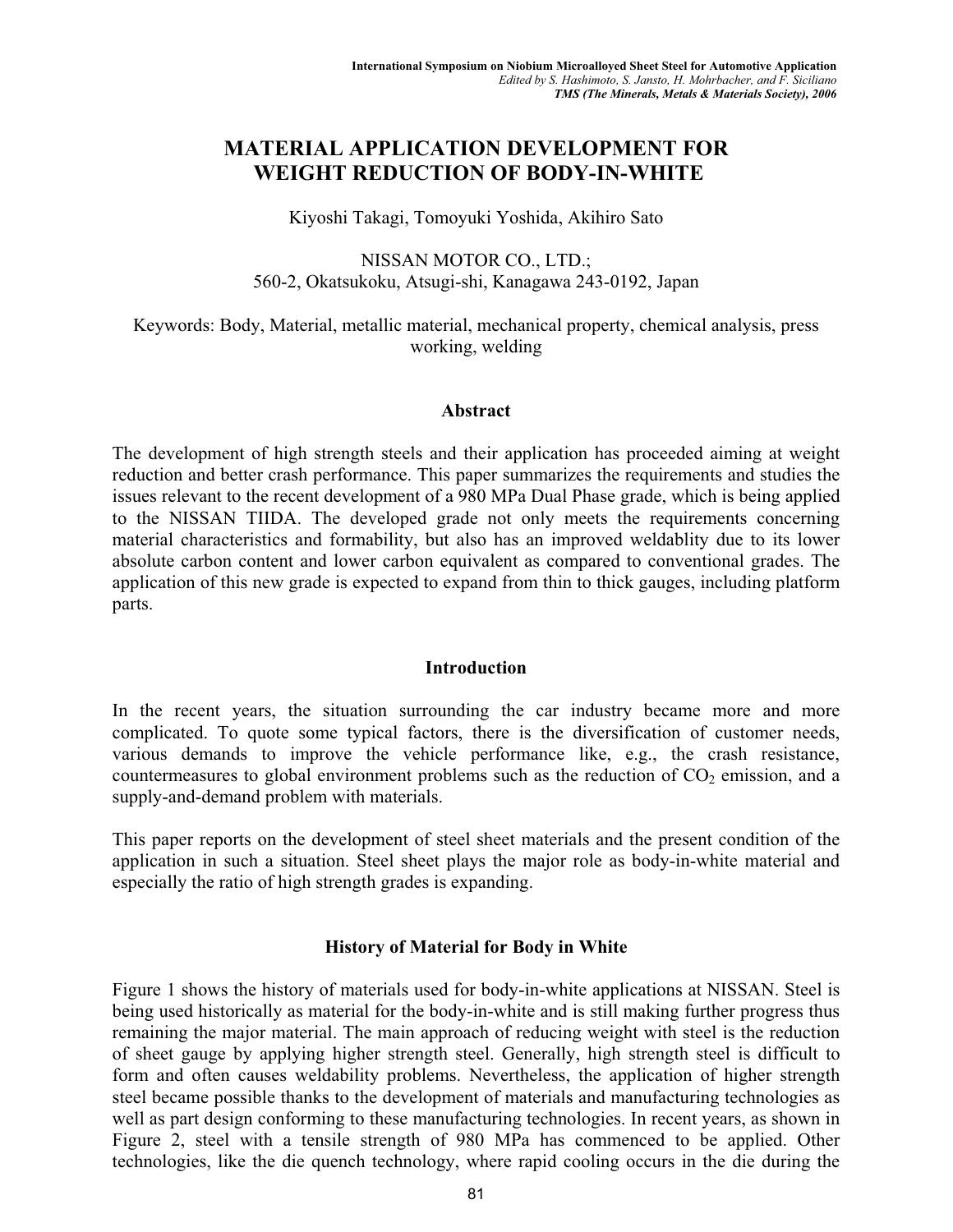International Symposium on Niobium Microalloyed Sheet Steel for Automotive Application
*Edited by S. Hashimoto, S. Jansto, H. Mohrbacher, and F. Siciliano*
***TMS (The Minerals, Metals & Materials Society), 2006***

# MATERIAL APPLICATION DEVELOPMENT FOR WEIGHT REDUCTION OF BODY-IN-WHITE

Kiyoshi Takagi, Tomoyuki Yoshida, Akihiro Sato

NISSAN MOTOR CO., LTD.;
560-2, Okatsukoku, Atsugi-shi, Kanagawa 243-0192, Japan

Keywords: Body, Material, metallic material, mechanical property, chemical analysis, press working, welding

## Abstract

The development of high strength steels and their application has proceeded aiming at weight reduction and better crash performance. This paper summarizes the requirements and studies the issues relevant to the recent development of a 980 MPa Dual Phase grade, which is being applied to the NISSAN TIIDA. The developed grade not only meets the requirements concerning material characteristics and formability, but also has an improved weldablity due to its lower absolute carbon content and lower carbon equivalent as compared to conventional grades. The application of this new grade is expected to expand from thin to thick gauges, including platform parts.

## Introduction

In the recent years, the situation surrounding the car industry became more and more complicated. To quote some typical factors, there is the diversification of customer needs, various demands to improve the vehicle performance like, e.g., the crash resistance, countermeasures to global environment problems such as the reduction of $CO_2$ emission, and a supply-and-demand problem with materials.

This paper reports on the development of steel sheet materials and the present condition of the application in such a situation. Steel sheet plays the major role as body-in-white material and especially the ratio of high strength grades is expanding.

## History of Material for Body in White

Figure 1 shows the history of materials used for body-in-white applications at NISSAN. Steel is being used historically as material for the body-in-white and is still making further progress thus remaining the major material. The main approach of reducing weight with steel is the reduction of sheet gauge by applying higher strength steel. Generally, high strength steel is difficult to form and often causes weldability problems. Nevertheless, the application of higher strength steel became possible thanks to the development of materials and manufacturing technologies as well as part design conforming to these manufacturing technologies. In recent years, as shown in Figure 2, steel with a tensile strength of 980 MPa has commenced to be applied. Other technologies, like the die quench technology, where rapid cooling occurs in the die during the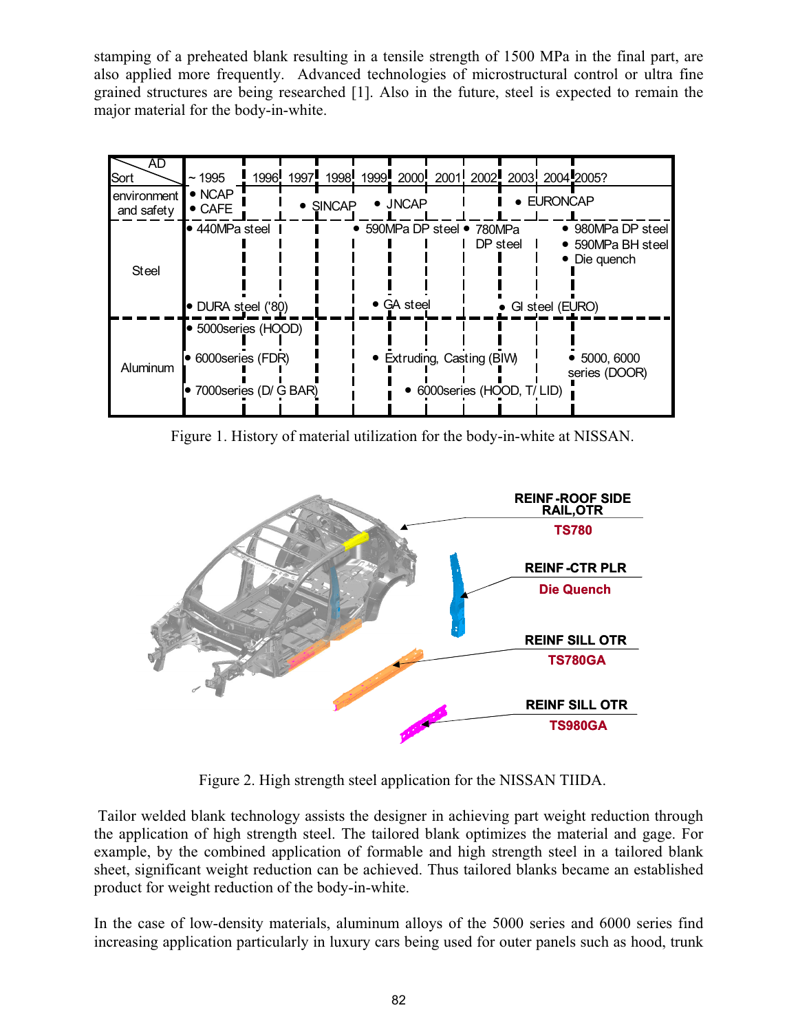stamping of a preheated blank resulting in a tensile strength of 1500 MPa in the final part, are also applied more frequently. Advanced technologies of microstructural control or ultra fine grained structures are being researched [1]. Also in the future, steel is expected to remain the major material for the body-in-white.

| Sort \ AD | ~ 1995 | 1996 | 1997 | 1998 | 1999 | 2000 | 2001 | 2002 | 2003 | 2004 | 2005? |
|---|---|---|---|---|---|---|---|---|---|---|---|
| environment and safety | • NCAP<br>• CAFE | | • SINCAP | | • JNCAP | | | | • EURONCAP | | |
| Steel | • 440MPa steel<br>• DURA steel ('80) | | | | • 590MPa DP steel<br>• GA steel | | | • 780MPa DP steel | • GI steel (EURO) | • 980MPa DP steel<br>• 590MPa BH steel<br>• Die quench | |
| Aluminum | • 5000series (HOOD)<br>• 6000series (FDR)<br>• 7000series (D/ G BAR) | | | | • Extruding, Casting (BIW) | • 6000series (HOOD, T/ LID) | | | | • 5000, 6000 series (DOOR) | |

Figure 1. History of material utilization for the body-in-white at NISSAN.

Figure 2. High strength steel application for the NISSAN TIIDA.

Tailor welded blank technology assists the designer in achieving part weight reduction through the application of high strength steel. The tailored blank optimizes the material and gage. For example, by the combined application of formable and high strength steel in a tailored blank sheet, significant weight reduction can be achieved. Thus tailored blanks became an established product for weight reduction of the body-in-white.

In the case of low-density materials, aluminum alloys of the 5000 series and 6000 series find increasing application particularly in luxury cars being used for outer panels such as hood, trunk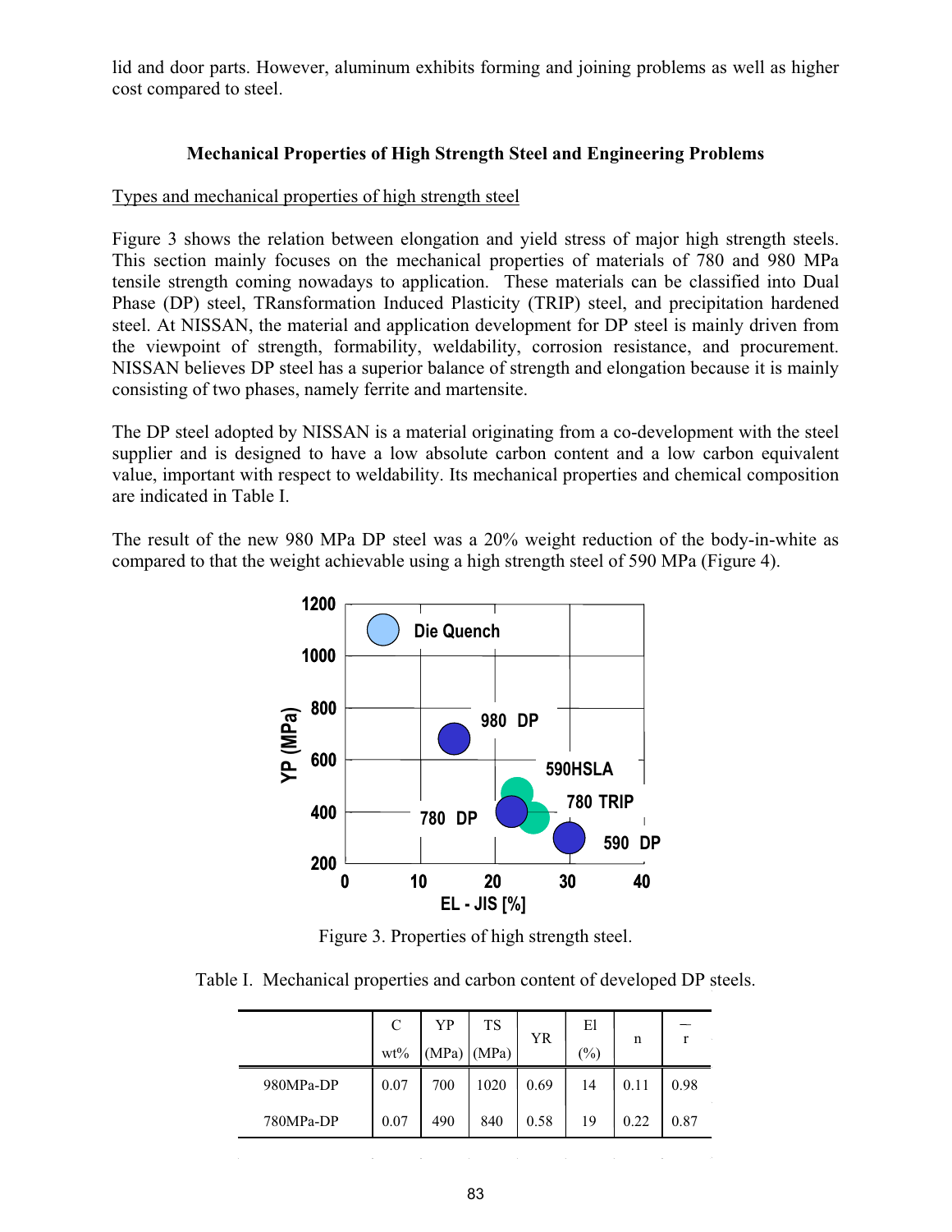lid and door parts. However, aluminum exhibits forming and joining problems as well as higher cost compared to steel.

## Mechanical Properties of High Strength Steel and Engineering Problems

### Types and mechanical properties of high strength steel

Figure 3 shows the relation between elongation and yield stress of major high strength steels. This section mainly focuses on the mechanical properties of materials of 780 and 980 MPa tensile strength coming nowadays to application. These materials can be classified into Dual Phase (DP) steel, TRansformation Induced Plasticity (TRIP) steel, and precipitation hardened steel. At NISSAN, the material and application development for DP steel is mainly driven from the viewpoint of strength, formability, weldability, corrosion resistance, and procurement. NISSAN believes DP steel has a superior balance of strength and elongation because it is mainly consisting of two phases, namely ferrite and martensite.

The DP steel adopted by NISSAN is a material originating from a co-development with the steel supplier and is designed to have a low absolute carbon content and a low carbon equivalent value, important with respect to weldability. Its mechanical properties and chemical composition are indicated in Table I.

The result of the new 980 MPa DP steel was a 20% weight reduction of the body-in-white as compared to that the weight achievable using a high strength steel of 590 MPa (Figure 4).

Figure 3. Properties of high strength steel.

Table I. Mechanical properties and carbon content of developed DP steels.

| | C wt% | YP (MPa) | TS (MPa) | YR | El (%) | n | $\bar{r}$ |
|---|---|---|---|---|---|---|---|
| 980MPa-DP | 0.07 | 700 | 1020 | 0.69 | 14 | 0.11 | 0.98 |
| 780MPa-DP | 0.07 | 490 | 840 | 0.58 | 19 | 0.22 | 0.87 |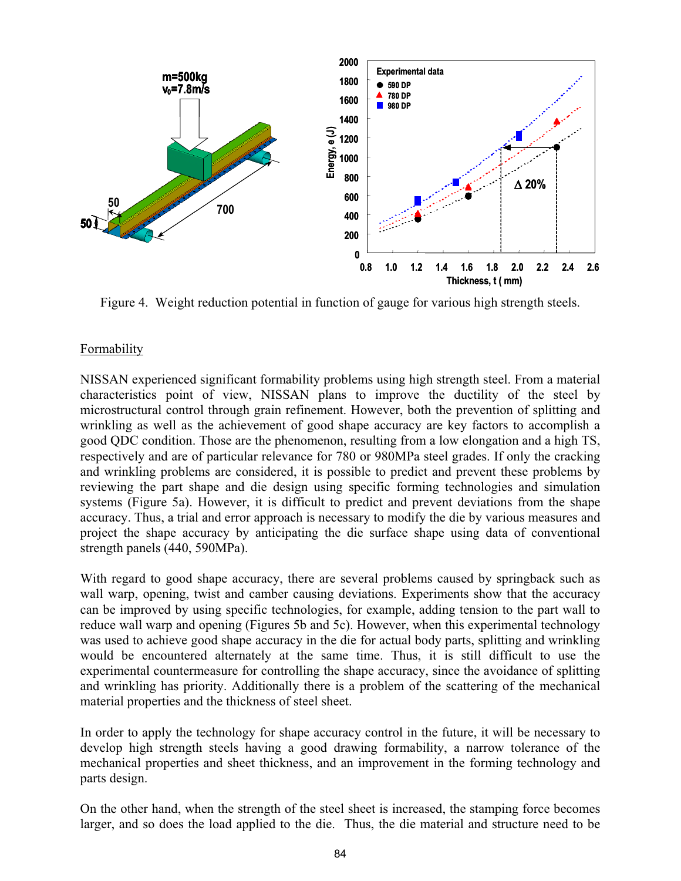Figure 4. Weight reduction potential in function of gauge for various high strength steels.

Formability

NISSAN experienced significant formability problems using high strength steel. From a material characteristics point of view, NISSAN plans to improve the ductility of the steel by microstructural control through grain refinement. However, both the prevention of splitting and wrinkling as well as the achievement of good shape accuracy are key factors to accomplish a good QDC condition. Those are the phenomenon, resulting from a low elongation and a high TS, respectively and are of particular relevance for 780 or 980MPa steel grades. If only the cracking and wrinkling problems are considered, it is possible to predict and prevent these problems by reviewing the part shape and die design using specific forming technologies and simulation systems (Figure 5a). However, it is difficult to predict and prevent deviations from the shape accuracy. Thus, a trial and error approach is necessary to modify the die by various measures and project the shape accuracy by anticipating the die surface shape using data of conventional strength panels (440, 590MPa).

With regard to good shape accuracy, there are several problems caused by springback such as wall warp, opening, twist and camber causing deviations. Experiments show that the accuracy can be improved by using specific technologies, for example, adding tension to the part wall to reduce wall warp and opening (Figures 5b and 5c). However, when this experimental technology was used to achieve good shape accuracy in the die for actual body parts, splitting and wrinkling would be encountered alternately at the same time. Thus, it is still difficult to use the experimental countermeasure for controlling the shape accuracy, since the avoidance of splitting and wrinkling has priority. Additionally there is a problem of the scattering of the mechanical material properties and the thickness of steel sheet.

In order to apply the technology for shape accuracy control in the future, it will be necessary to develop high strength steels having a good drawing formability, a narrow tolerance of the mechanical properties and sheet thickness, and an improvement in the forming technology and parts design.

On the other hand, when the strength of the steel sheet is increased, the stamping force becomes larger, and so does the load applied to the die. Thus, the die material and structure need to be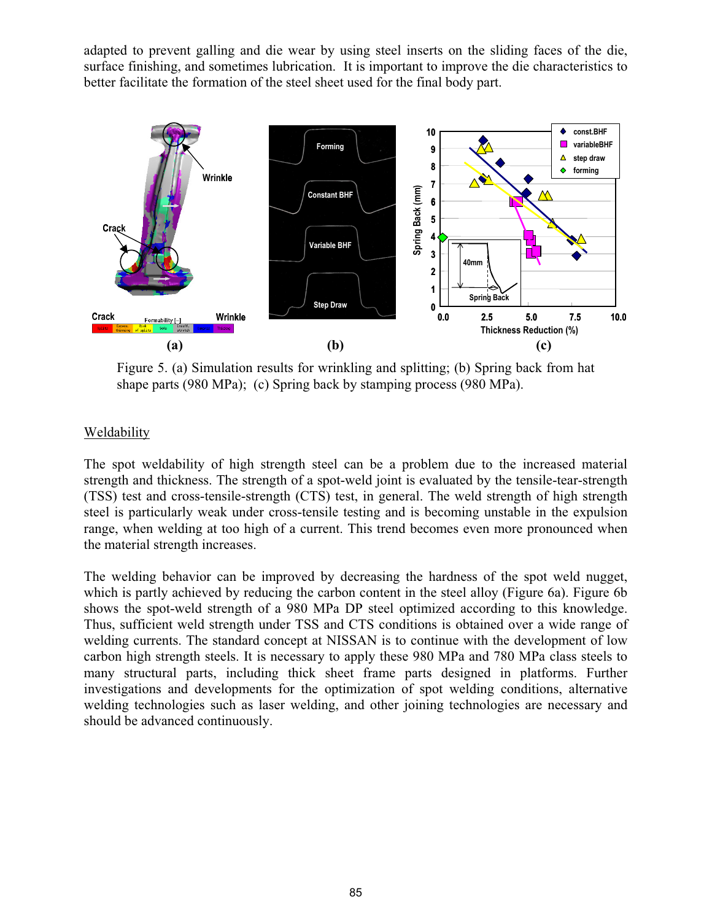adapted to prevent galling and die wear by using steel inserts on the sliding faces of the die, surface finishing, and sometimes lubrication. It is important to improve the die characteristics to better facilitate the formation of the steel sheet used for the final body part.

Figure 5. (a) Simulation results for wrinkling and splitting; (b) Spring back from hat shape parts (980 MPa); (c) Spring back by stamping process (980 MPa).

## Weldability

The spot weldability of high strength steel can be a problem due to the increased material strength and thickness. The strength of a spot-weld joint is evaluated by the tensile-tear-strength (TSS) test and cross-tensile-strength (CTS) test, in general. The weld strength of high strength steel is particularly weak under cross-tensile testing and is becoming unstable in the expulsion range, when welding at too high of a current. This trend becomes even more pronounced when the material strength increases.

The welding behavior can be improved by decreasing the hardness of the spot weld nugget, which is partly achieved by reducing the carbon content in the steel alloy (Figure 6a). Figure 6b shows the spot-weld strength of a 980 MPa DP steel optimized according to this knowledge. Thus, sufficient weld strength under TSS and CTS conditions is obtained over a wide range of welding currents. The standard concept at NISSAN is to continue with the development of low carbon high strength steels. It is necessary to apply these 980 MPa and 780 MPa class steels to many structural parts, including thick sheet frame parts designed in platforms. Further investigations and developments for the optimization of spot welding conditions, alternative welding technologies such as laser welding, and other joining technologies are necessary and should be advanced continuously.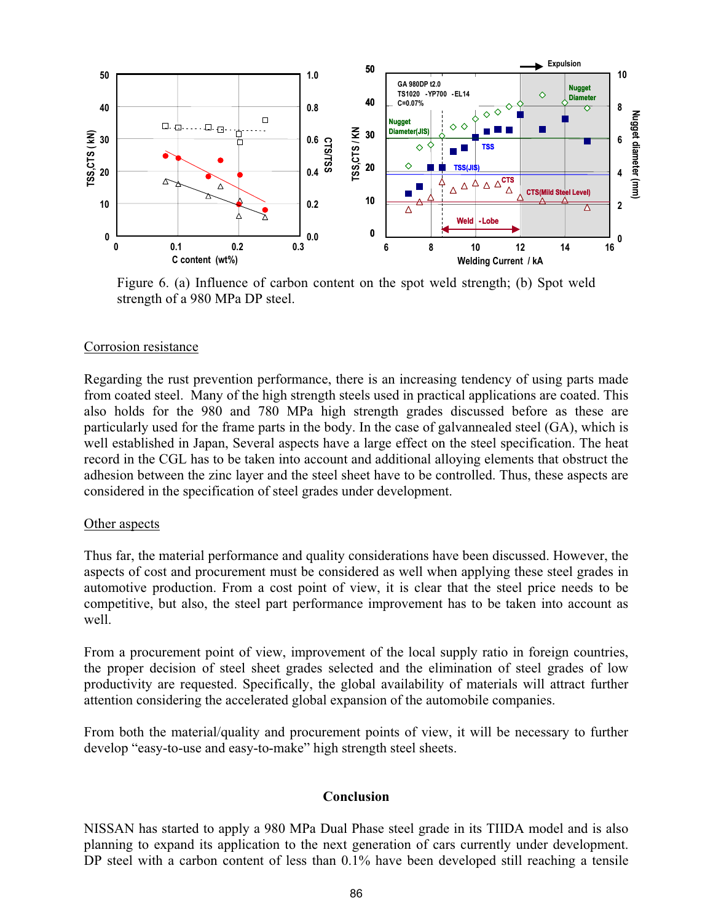Figure 6. (a) Influence of carbon content on the spot weld strength; (b) Spot weld strength of a 980 MPa DP steel.

Corrosion resistance

Regarding the rust prevention performance, there is an increasing tendency of using parts made from coated steel. Many of the high strength steels used in practical applications are coated. This also holds for the 980 and 780 MPa high strength grades discussed before as these are particularly used for the frame parts in the body. In the case of galvannealed steel (GA), which is well established in Japan, Several aspects have a large effect on the steel specification. The heat record in the CGL has to be taken into account and additional alloying elements that obstruct the adhesion between the zinc layer and the steel sheet have to be controlled. Thus, these aspects are considered in the specification of steel grades under development.

Other aspects

Thus far, the material performance and quality considerations have been discussed. However, the aspects of cost and procurement must be considered as well when applying these steel grades in automotive production. From a cost point of view, it is clear that the steel price needs to be competitive, but also, the steel part performance improvement has to be taken into account as well.

From a procurement point of view, improvement of the local supply ratio in foreign countries, the proper decision of steel sheet grades selected and the elimination of steel grades of low productivity are requested. Specifically, the global availability of materials will attract further attention considering the accelerated global expansion of the automobile companies.

From both the material/quality and procurement points of view, it will be necessary to further develop "easy-to-use and easy-to-make" high strength steel sheets.

## Conclusion

NISSAN has started to apply a 980 MPa Dual Phase steel grade in its TIIDA model and is also planning to expand its application to the next generation of cars currently under development. DP steel with a carbon content of less than 0.1% have been developed still reaching a tensile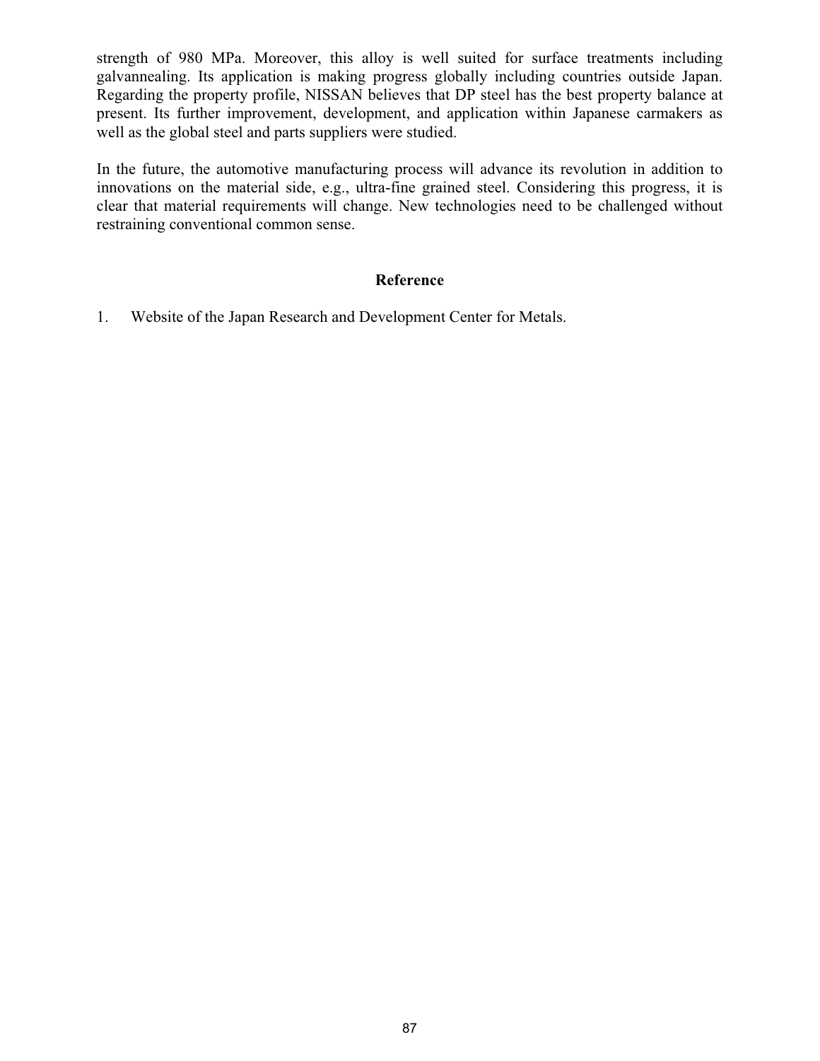strength of 980 MPa. Moreover, this alloy is well suited for surface treatments including galvannealing. Its application is making progress globally including countries outside Japan. Regarding the property profile, NISSAN believes that DP steel has the best property balance at present. Its further improvement, development, and application within Japanese carmakers as well as the global steel and parts suppliers were studied.

In the future, the automotive manufacturing process will advance its revolution in addition to innovations on the material side, e.g., ultra-fine grained steel. Considering this progress, it is clear that material requirements will change. New technologies need to be challenged without restraining conventional common sense.

## Reference

1. Website of the Japan Research and Development Center for Metals.